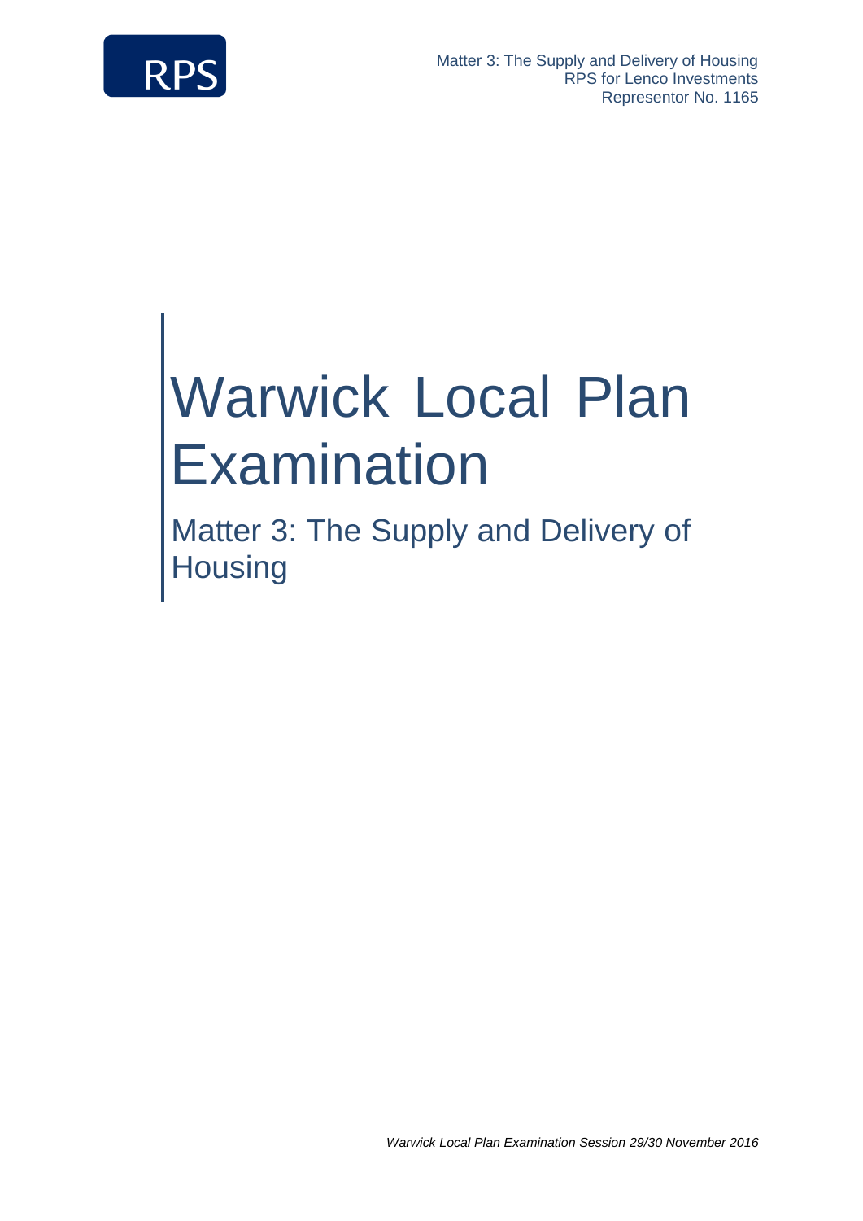Matter 3: The Supply and Delivery of Housing
RPS for Lenco Investments
Representor No. 1165

# Warwick Local Plan Examination

## Matter 3: The Supply and Delivery of Housing

*Warwick Local Plan Examination Session 29/30 November 2016*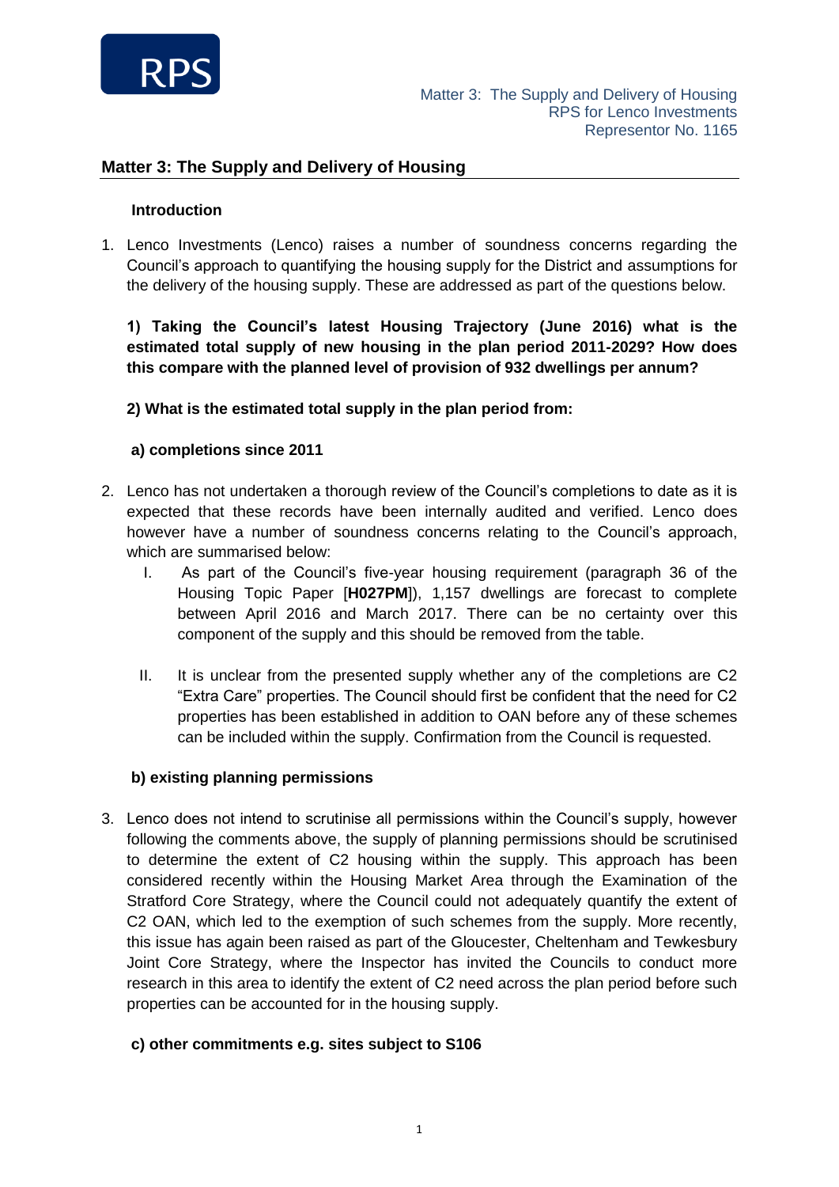## Matter 3: The Supply and Delivery of Housing

**Introduction**

1. Lenco Investments (Lenco) raises a number of soundness concerns regarding the Council's approach to quantifying the housing supply for the District and assumptions for the delivery of the housing supply. These are addressed as part of the questions below.

**1) Taking the Council's latest Housing Trajectory (June 2016) what is the estimated total supply of new housing in the plan period 2011-2029? How does this compare with the planned level of provision of 932 dwellings per annum?**

**2) What is the estimated total supply in the plan period from:**

**a) completions since 2011**

2. Lenco has not undertaken a thorough review of the Council's completions to date as it is expected that these records have been internally audited and verified. Lenco does however have a number of soundness concerns relating to the Council's approach, which are summarised below:

   I. As part of the Council's five-year housing requirement (paragraph 36 of the Housing Topic Paper [**H027PM**]), 1,157 dwellings are forecast to complete between April 2016 and March 2017. There can be no certainty over this component of the supply and this should be removed from the table.

   II. It is unclear from the presented supply whether any of the completions are C2 "Extra Care" properties. The Council should first be confident that the need for C2 properties has been established in addition to OAN before any of these schemes can be included within the supply. Confirmation from the Council is requested.

**b) existing planning permissions**

3. Lenco does not intend to scrutinise all permissions within the Council's supply, however following the comments above, the supply of planning permissions should be scrutinised to determine the extent of C2 housing within the supply. This approach has been considered recently within the Housing Market Area through the Examination of the Stratford Core Strategy, where the Council could not adequately quantify the extent of C2 OAN, which led to the exemption of such schemes from the supply. More recently, this issue has again been raised as part of the Gloucester, Cheltenham and Tewkesbury Joint Core Strategy, where the Inspector has invited the Councils to conduct more research in this area to identify the extent of C2 need across the plan period before such properties can be accounted for in the housing supply.

**c) other commitments e.g. sites subject to S106**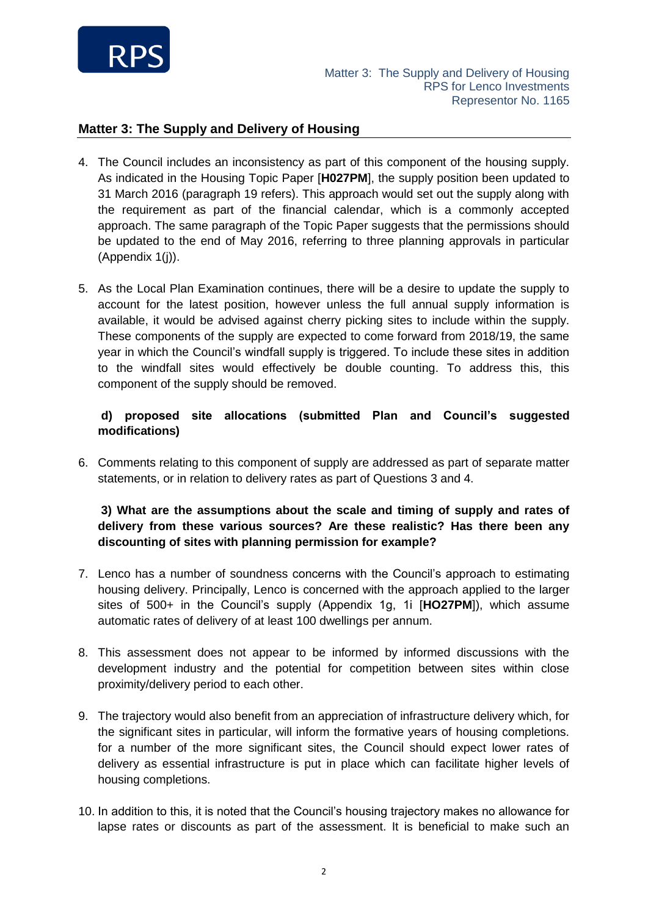## Matter 3: The Supply and Delivery of Housing

4. The Council includes an inconsistency as part of this component of the housing supply. As indicated in the Housing Topic Paper [**H027PM**], the supply position been updated to 31 March 2016 (paragraph 19 refers). This approach would set out the supply along with the requirement as part of the financial calendar, which is a commonly accepted approach. The same paragraph of the Topic Paper suggests that the permissions should be updated to the end of May 2016, referring to three planning approvals in particular (Appendix 1(j)).

5. As the Local Plan Examination continues, there will be a desire to update the supply to account for the latest position, however unless the full annual supply information is available, it would be advised against cherry picking sites to include within the supply. These components of the supply are expected to come forward from 2018/19, the same year in which the Council's windfall supply is triggered. To include these sites in addition to the windfall sites would effectively be double counting. To address this, this component of the supply should be removed.

**d) proposed site allocations (submitted Plan and Council's suggested modifications)**

6. Comments relating to this component of supply are addressed as part of separate matter statements, or in relation to delivery rates as part of Questions 3 and 4.

**3) What are the assumptions about the scale and timing of supply and rates of delivery from these various sources? Are these realistic? Has there been any discounting of sites with planning permission for example?**

7. Lenco has a number of soundness concerns with the Council's approach to estimating housing delivery. Principally, Lenco is concerned with the approach applied to the larger sites of 500+ in the Council's supply (Appendix 1g, 1i [**HO27PM**]), which assume automatic rates of delivery of at least 100 dwellings per annum.

8. This assessment does not appear to be informed by informed discussions with the development industry and the potential for competition between sites within close proximity/delivery period to each other.

9. The trajectory would also benefit from an appreciation of infrastructure delivery which, for the significant sites in particular, will inform the formative years of housing completions. for a number of the more significant sites, the Council should expect lower rates of delivery as essential infrastructure is put in place which can facilitate higher levels of housing completions.

10. In addition to this, it is noted that the Council's housing trajectory makes no allowance for lapse rates or discounts as part of the assessment. It is beneficial to make such an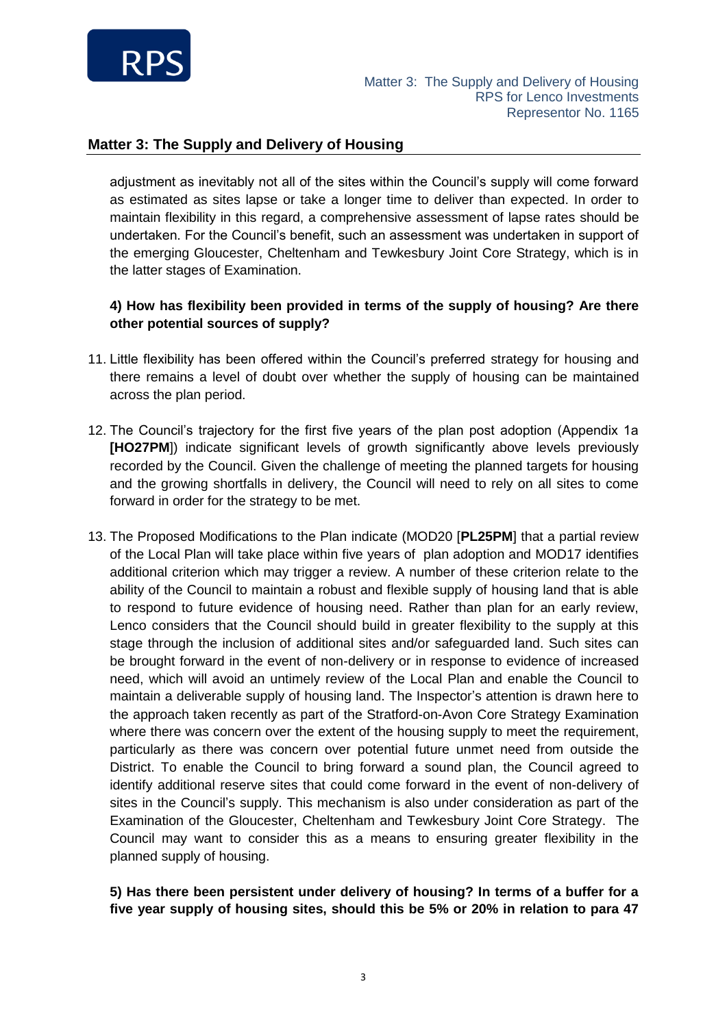## Matter 3: The Supply and Delivery of Housing

adjustment as inevitably not all of the sites within the Council's supply will come forward as estimated as sites lapse or take a longer time to deliver than expected. In order to maintain flexibility in this regard, a comprehensive assessment of lapse rates should be undertaken. For the Council's benefit, such an assessment was undertaken in support of the emerging Gloucester, Cheltenham and Tewkesbury Joint Core Strategy, which is in the latter stages of Examination.

**4) How has flexibility been provided in terms of the supply of housing? Are there other potential sources of supply?**

11. Little flexibility has been offered within the Council's preferred strategy for housing and there remains a level of doubt over whether the supply of housing can be maintained across the plan period.

12. The Council's trajectory for the first five years of the plan post adoption (Appendix 1a **[HO27PM**]) indicate significant levels of growth significantly above levels previously recorded by the Council. Given the challenge of meeting the planned targets for housing and the growing shortfalls in delivery, the Council will need to rely on all sites to come forward in order for the strategy to be met.

13. The Proposed Modifications to the Plan indicate (MOD20 [**PL25PM**] that a partial review of the Local Plan will take place within five years of plan adoption and MOD17 identifies additional criterion which may trigger a review. A number of these criterion relate to the ability of the Council to maintain a robust and flexible supply of housing land that is able to respond to future evidence of housing need. Rather than plan for an early review, Lenco considers that the Council should build in greater flexibility to the supply at this stage through the inclusion of additional sites and/or safeguarded land. Such sites can be brought forward in the event of non-delivery or in response to evidence of increased need, which will avoid an untimely review of the Local Plan and enable the Council to maintain a deliverable supply of housing land. The Inspector's attention is drawn here to the approach taken recently as part of the Stratford-on-Avon Core Strategy Examination where there was concern over the extent of the housing supply to meet the requirement, particularly as there was concern over potential future unmet need from outside the District. To enable the Council to bring forward a sound plan, the Council agreed to identify additional reserve sites that could come forward in the event of non-delivery of sites in the Council's supply. This mechanism is also under consideration as part of the Examination of the Gloucester, Cheltenham and Tewkesbury Joint Core Strategy. The Council may want to consider this as a means to ensuring greater flexibility in the planned supply of housing.

**5) Has there been persistent under delivery of housing? In terms of a buffer for a five year supply of housing sites, should this be 5% or 20% in relation to para 47**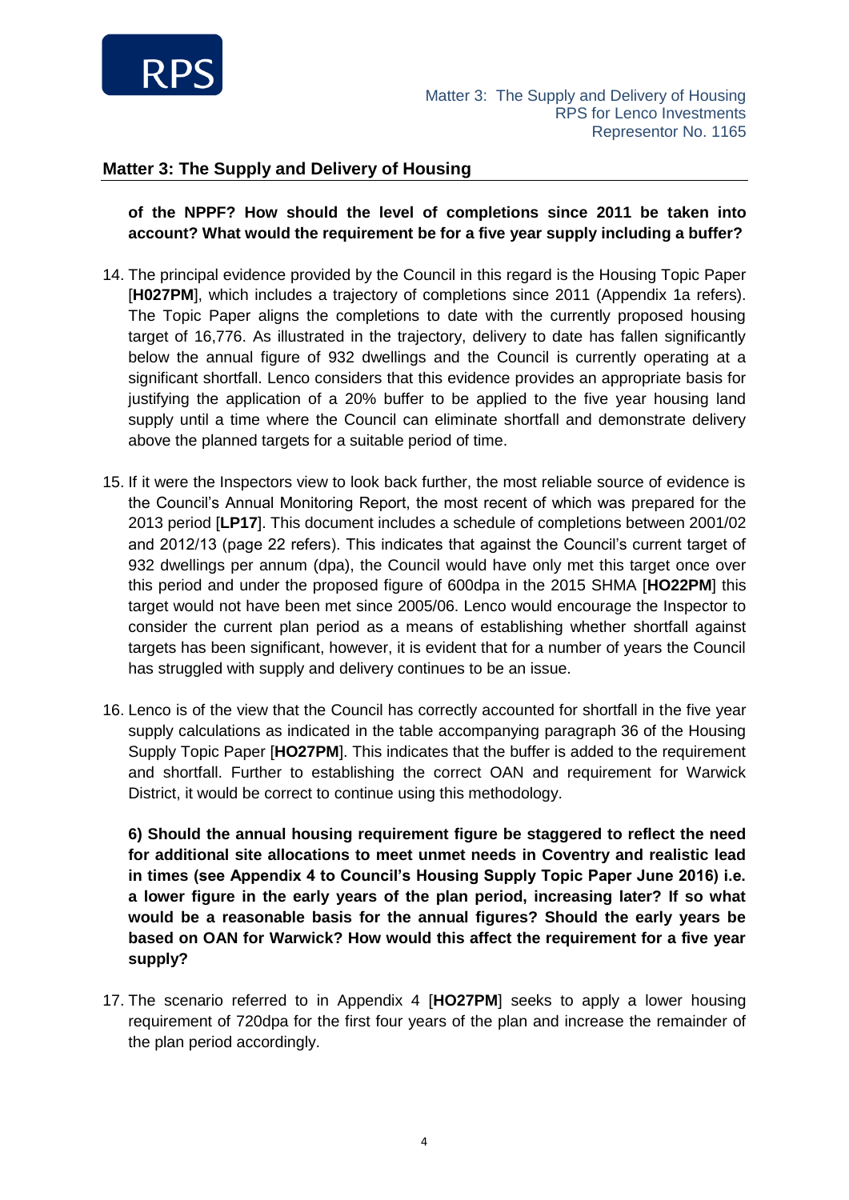## Matter 3: The Supply and Delivery of Housing

**of the NPPF? How should the level of completions since 2011 be taken into account? What would the requirement be for a five year supply including a buffer?**

14. The principal evidence provided by the Council in this regard is the Housing Topic Paper [**H027PM**], which includes a trajectory of completions since 2011 (Appendix 1a refers). The Topic Paper aligns the completions to date with the currently proposed housing target of 16,776. As illustrated in the trajectory, delivery to date has fallen significantly below the annual figure of 932 dwellings and the Council is currently operating at a significant shortfall. Lenco considers that this evidence provides an appropriate basis for justifying the application of a 20% buffer to be applied to the five year housing land supply until a time where the Council can eliminate shortfall and demonstrate delivery above the planned targets for a suitable period of time.

15. If it were the Inspectors view to look back further, the most reliable source of evidence is the Council's Annual Monitoring Report, the most recent of which was prepared for the 2013 period [**LP17**]. This document includes a schedule of completions between 2001/02 and 2012/13 (page 22 refers). This indicates that against the Council's current target of 932 dwellings per annum (dpa), the Council would have only met this target once over this period and under the proposed figure of 600dpa in the 2015 SHMA [**HO22PM**] this target would not have been met since 2005/06. Lenco would encourage the Inspector to consider the current plan period as a means of establishing whether shortfall against targets has been significant, however, it is evident that for a number of years the Council has struggled with supply and delivery continues to be an issue.

16. Lenco is of the view that the Council has correctly accounted for shortfall in the five year supply calculations as indicated in the table accompanying paragraph 36 of the Housing Supply Topic Paper [**HO27PM**]. This indicates that the buffer is added to the requirement and shortfall. Further to establishing the correct OAN and requirement for Warwick District, it would be correct to continue using this methodology.

**6) Should the annual housing requirement figure be staggered to reflect the need for additional site allocations to meet unmet needs in Coventry and realistic lead in times (see Appendix 4 to Council's Housing Supply Topic Paper June 2016) i.e. a lower figure in the early years of the plan period, increasing later? If so what would be a reasonable basis for the annual figures? Should the early years be based on OAN for Warwick? How would this affect the requirement for a five year supply?**

17. The scenario referred to in Appendix 4 [**HO27PM**] seeks to apply a lower housing requirement of 720dpa for the first four years of the plan and increase the remainder of the plan period accordingly.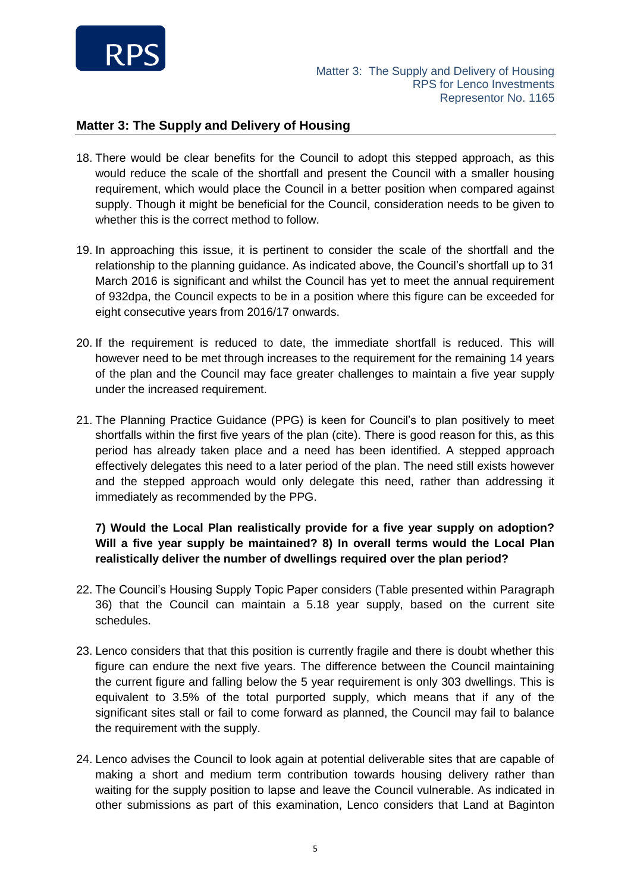## Matter 3: The Supply and Delivery of Housing

18. There would be clear benefits for the Council to adopt this stepped approach, as this would reduce the scale of the shortfall and present the Council with a smaller housing requirement, which would place the Council in a better position when compared against supply. Though it might be beneficial for the Council, consideration needs to be given to whether this is the correct method to follow.

19. In approaching this issue, it is pertinent to consider the scale of the shortfall and the relationship to the planning guidance. As indicated above, the Council's shortfall up to 31 March 2016 is significant and whilst the Council has yet to meet the annual requirement of 932dpa, the Council expects to be in a position where this figure can be exceeded for eight consecutive years from 2016/17 onwards.

20. If the requirement is reduced to date, the immediate shortfall is reduced. This will however need to be met through increases to the requirement for the remaining 14 years of the plan and the Council may face greater challenges to maintain a five year supply under the increased requirement.

21. The Planning Practice Guidance (PPG) is keen for Council's to plan positively to meet shortfalls within the first five years of the plan (cite). There is good reason for this, as this period has already taken place and a need has been identified. A stepped approach effectively delegates this need to a later period of the plan. The need still exists however and the stepped approach would only delegate this need, rather than addressing it immediately as recommended by the PPG.

**7) Would the Local Plan realistically provide for a five year supply on adoption? Will a five year supply be maintained? 8) In overall terms would the Local Plan realistically deliver the number of dwellings required over the plan period?**

22. The Council's Housing Supply Topic Paper considers (Table presented within Paragraph 36) that the Council can maintain a 5.18 year supply, based on the current site schedules.

23. Lenco considers that that this position is currently fragile and there is doubt whether this figure can endure the next five years. The difference between the Council maintaining the current figure and falling below the 5 year requirement is only 303 dwellings. This is equivalent to 3.5% of the total purported supply, which means that if any of the significant sites stall or fail to come forward as planned, the Council may fail to balance the requirement with the supply.

24. Lenco advises the Council to look again at potential deliverable sites that are capable of making a short and medium term contribution towards housing delivery rather than waiting for the supply position to lapse and leave the Council vulnerable. As indicated in other submissions as part of this examination, Lenco considers that Land at Baginton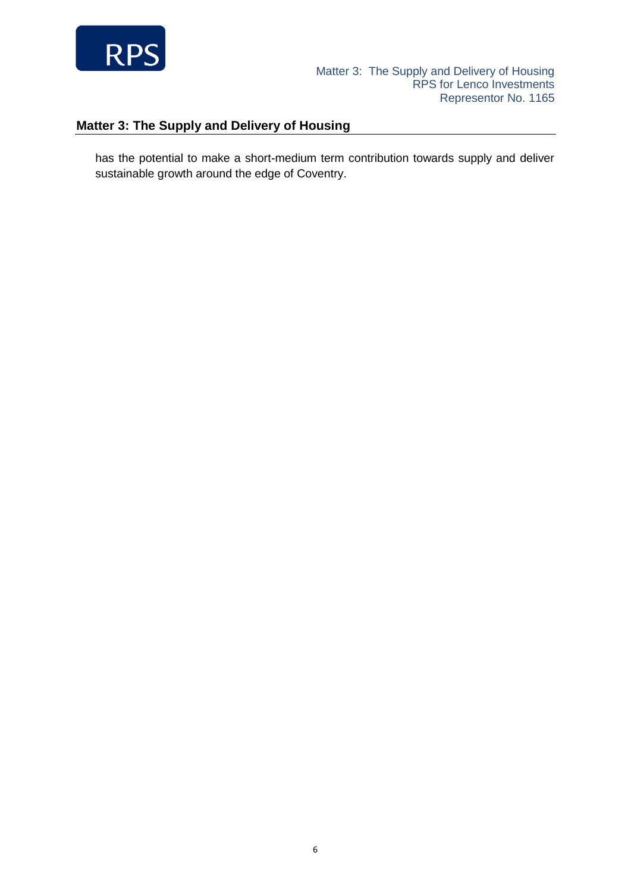has the potential to make a short-medium term contribution towards supply and deliver sustainable growth around the edge of Coventry.